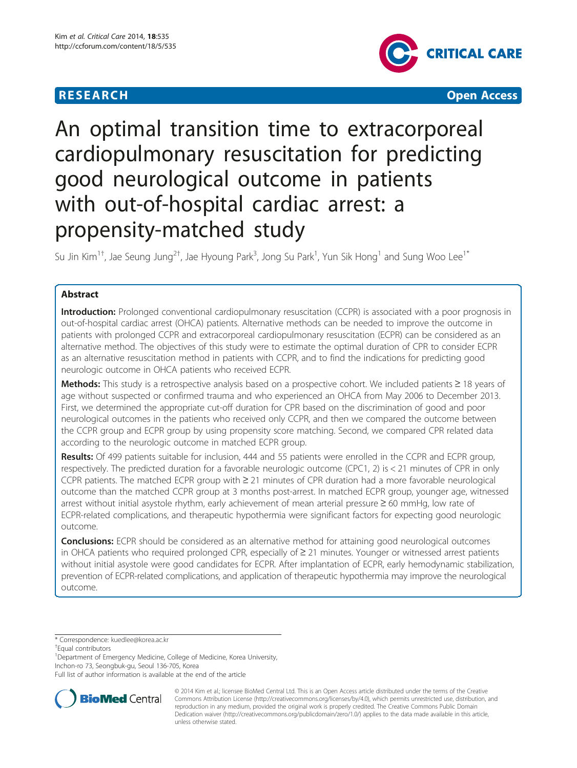RESEARCH Open Access

# An optimal transition time to extracorporeal cardiopulmonary resuscitation for predicting good neurological outcome in patients with out-of-hospital cardiac arrest: a propensity-matched study

Su Jin Kim[1†], Jae Seung Jung[2†], Jae Hyoung Park[3], Jong Su Park[1], Yun Sik Hong[1] and Sung Woo Lee[1*]

## Abstract

**Introduction:** Prolonged conventional cardiopulmonary resuscitation (CCPR) is associated with a poor prognosis in out-of-hospital cardiac arrest (OHCA) patients. Alternative methods can be needed to improve the outcome in patients with prolonged CCPR and extracorporeal cardiopulmonary resuscitation (ECPR) can be considered as an alternative method. The objectives of this study were to estimate the optimal duration of CPR to consider ECPR as an alternative resuscitation method in patients with CCPR, and to find the indications for predicting good neurologic outcome in OHCA patients who received ECPR.

**Methods:** This study is a retrospective analysis based on a prospective cohort. We included patients ≥ 18 years of age without suspected or confirmed trauma and who experienced an OHCA from May 2006 to December 2013. First, we determined the appropriate cut-off duration for CPR based on the discrimination of good and poor neurological outcomes in the patients who received only CCPR, and then we compared the outcome between the CCPR group and ECPR group by using propensity score matching. Second, we compared CPR related data according to the neurologic outcome in matched ECPR group.

**Results:** Of 499 patients suitable for inclusion, 444 and 55 patients were enrolled in the CCPR and ECPR group, respectively. The predicted duration for a favorable neurologic outcome (CPC1, 2) is < 21 minutes of CPR in only CCPR patients. The matched ECPR group with ≥ 21 minutes of CPR duration had a more favorable neurological outcome than the matched CCPR group at 3 months post-arrest. In matched ECPR group, younger age, witnessed arrest without initial asystole rhythm, early achievement of mean arterial pressure ≥ 60 mmHg, low rate of ECPR-related complications, and therapeutic hypothermia were significant factors for expecting good neurologic outcome.

**Conclusions:** ECPR should be considered as an alternative method for attaining good neurological outcomes in OHCA patients who required prolonged CPR, especially of ≥ 21 minutes. Younger or witnessed arrest patients without initial asystole were good candidates for ECPR. After implantation of ECPR, early hemodynamic stabilization, prevention of ECPR-related complications, and application of therapeutic hypothermia may improve the neurological outcome.

\* Correspondence: kuedlee@korea.ac.kr
†Equal contributors
[1]Department of Emergency Medicine, College of Medicine, Korea University, Inchon-ro 73, Seongbuk-gu, Seoul 136-705, Korea
Full list of author information is available at the end of the article

© 2014 Kim et al.; licensee BioMed Central Ltd. This is an Open Access article distributed under the terms of the Creative Commons Attribution License (http://creativecommons.org/licenses/by/4.0), which permits unrestricted use, distribution, and reproduction in any medium, provided the original work is properly credited. The Creative Commons Public Domain Dedication waiver (http://creativecommons.org/publicdomain/zero/1.0/) applies to the data made available in this article, unless otherwise stated.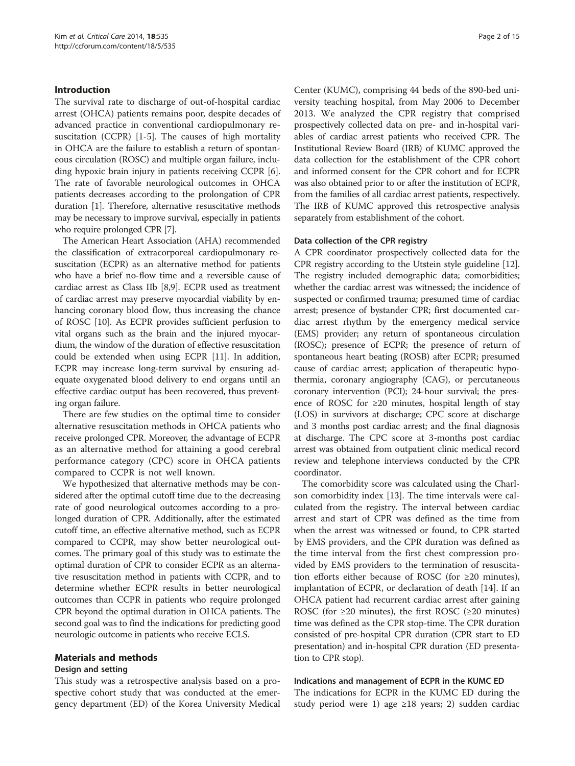## Introduction

The survival rate to discharge of out-of-hospital cardiac arrest (OHCA) patients remains poor, despite decades of advanced practice in conventional cardiopulmonary resuscitation (CCPR) [1-5]. The causes of high mortality in OHCA are the failure to establish a return of spontaneous circulation (ROSC) and multiple organ failure, including hypoxic brain injury in patients receiving CCPR [6]. The rate of favorable neurological outcomes in OHCA patients decreases according to the prolongation of CPR duration [1]. Therefore, alternative resuscitative methods may be necessary to improve survival, especially in patients who require prolonged CPR [7].

The American Heart Association (AHA) recommended the classification of extracorporeal cardiopulmonary resuscitation (ECPR) as an alternative method for patients who have a brief no-flow time and a reversible cause of cardiac arrest as Class IIb [8,9]. ECPR used as treatment of cardiac arrest may preserve myocardial viability by enhancing coronary blood flow, thus increasing the chance of ROSC [10]. As ECPR provides sufficient perfusion to vital organs such as the brain and the injured myocardium, the window of the duration of effective resuscitation could be extended when using ECPR [11]. In addition, ECPR may increase long-term survival by ensuring adequate oxygenated blood delivery to end organs until an effective cardiac output has been recovered, thus preventing organ failure.

There are few studies on the optimal time to consider alternative resuscitation methods in OHCA patients who receive prolonged CPR. Moreover, the advantage of ECPR as an alternative method for attaining a good cerebral performance category (CPC) score in OHCA patients compared to CCPR is not well known.

We hypothesized that alternative methods may be considered after the optimal cutoff time due to the decreasing rate of good neurological outcomes according to a prolonged duration of CPR. Additionally, after the estimated cutoff time, an effective alternative method, such as ECPR compared to CCPR, may show better neurological outcomes. The primary goal of this study was to estimate the optimal duration of CPR to consider ECPR as an alternative resuscitation method in patients with CCPR, and to determine whether ECPR results in better neurological outcomes than CCPR in patients who require prolonged CPR beyond the optimal duration in OHCA patients. The second goal was to find the indications for predicting good neurologic outcome in patients who receive ECLS.

## Materials and methods

### Design and setting

This study was a retrospective analysis based on a prospective cohort study that was conducted at the emergency department (ED) of the Korea University Medical Center (KUMC), comprising 44 beds of the 890-bed university teaching hospital, from May 2006 to December 2013. We analyzed the CPR registry that comprised prospectively collected data on pre- and in-hospital variables of cardiac arrest patients who received CPR. The Institutional Review Board (IRB) of KUMC approved the data collection for the establishment of the CPR cohort and informed consent for the CPR cohort and for ECPR was also obtained prior to or after the institution of ECPR, from the families of all cardiac arrest patients, respectively. The IRB of KUMC approved this retrospective analysis separately from establishment of the cohort.

### Data collection of the CPR registry

A CPR coordinator prospectively collected data for the CPR registry according to the Utstein style guideline [12]. The registry included demographic data; comorbidities; whether the cardiac arrest was witnessed; the incidence of suspected or confirmed trauma; presumed time of cardiac arrest; presence of bystander CPR; first documented cardiac arrest rhythm by the emergency medical service (EMS) provider; any return of spontaneous circulation (ROSC); presence of ECPR; the presence of return of spontaneous heart beating (ROSB) after ECPR; presumed cause of cardiac arrest; application of therapeutic hypothermia, coronary angiography (CAG), or percutaneous coronary intervention (PCI); 24-hour survival; the presence of ROSC for ≥20 minutes, hospital length of stay (LOS) in survivors at discharge; CPC score at discharge and 3 months post cardiac arrest; and the final diagnosis at discharge. The CPC score at 3-months post cardiac arrest was obtained from outpatient clinic medical record review and telephone interviews conducted by the CPR coordinator.

The comorbidity score was calculated using the Charlson comorbidity index [13]. The time intervals were calculated from the registry. The interval between cardiac arrest and start of CPR was defined as the time from when the arrest was witnessed or found, to CPR started by EMS providers, and the CPR duration was defined as the time interval from the first chest compression provided by EMS providers to the termination of resuscitation efforts either because of ROSC (for ≥20 minutes), implantation of ECPR, or declaration of death [14]. If an OHCA patient had recurrent cardiac arrest after gaining ROSC (for ≥20 minutes), the first ROSC (≥20 minutes) time was defined as the CPR stop-time. The CPR duration consisted of pre-hospital CPR duration (CPR start to ED presentation) and in-hospital CPR duration (ED presentation to CPR stop).

### Indications and management of ECPR in the KUMC ED

The indications for ECPR in the KUMC ED during the study period were 1) age ≥18 years; 2) sudden cardiac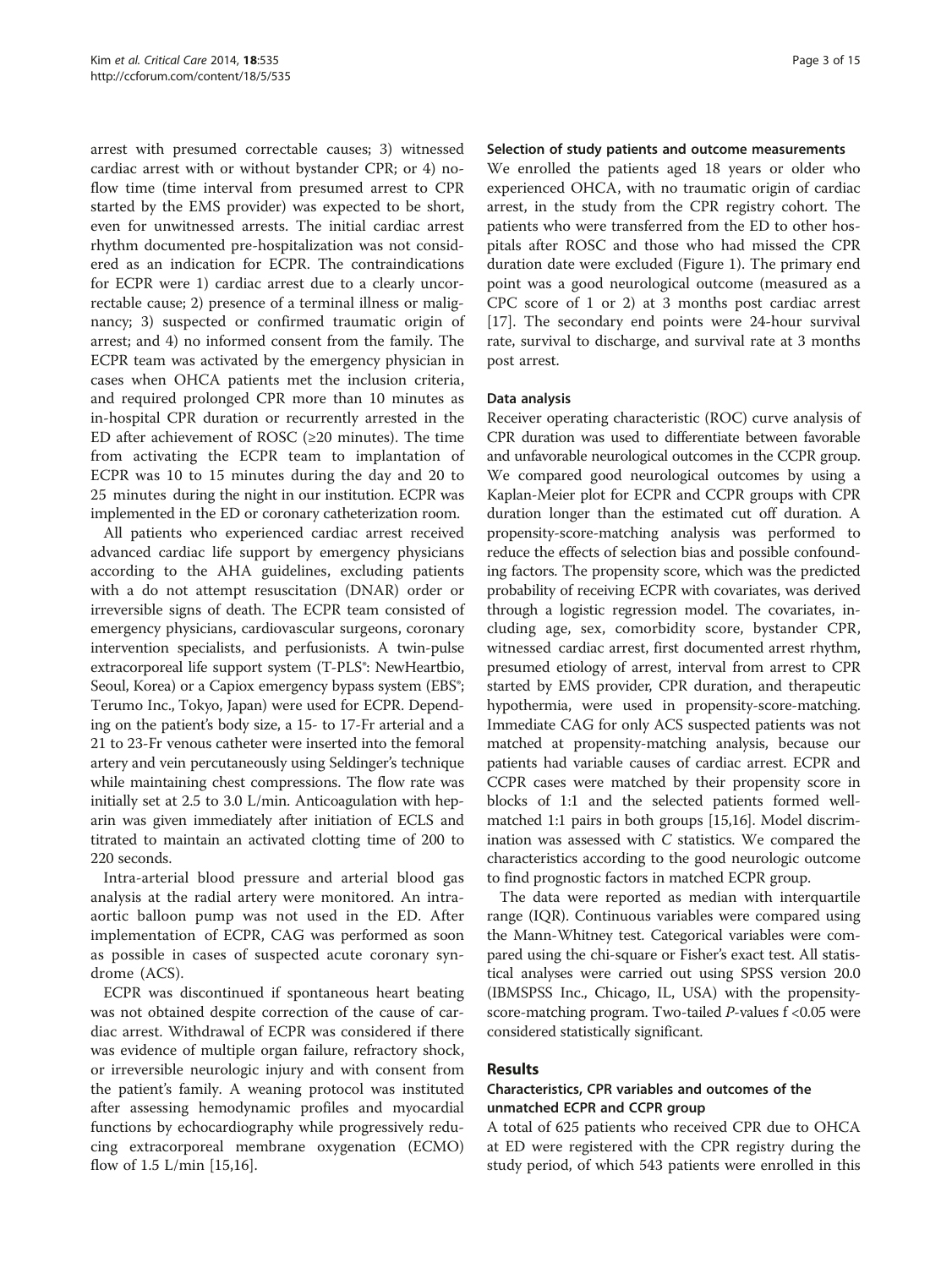arrest with presumed correctable causes; 3) witnessed cardiac arrest with or without bystander CPR; or 4) no-flow time (time interval from presumed arrest to CPR started by the EMS provider) was expected to be short, even for unwitnessed arrests. The initial cardiac arrest rhythm documented pre-hospitalization was not considered as an indication for ECPR. The contraindications for ECPR were 1) cardiac arrest due to a clearly uncorrectable cause; 2) presence of a terminal illness or malignancy; 3) suspected or confirmed traumatic origin of arrest; and 4) no informed consent from the family. The ECPR team was activated by the emergency physician in cases when OHCA patients met the inclusion criteria, and required prolonged CPR more than 10 minutes as in-hospital CPR duration or recurrently arrested in the ED after achievement of ROSC (≥20 minutes). The time from activating the ECPR team to implantation of ECPR was 10 to 15 minutes during the day and 20 to 25 minutes during the night in our institution. ECPR was implemented in the ED or coronary catheterization room.

All patients who experienced cardiac arrest received advanced cardiac life support by emergency physicians according to the AHA guidelines, excluding patients with a do not attempt resuscitation (DNAR) order or irreversible signs of death. The ECPR team consisted of emergency physicians, cardiovascular surgeons, coronary intervention specialists, and perfusionists. A twin-pulse extracorporeal life support system (T-PLS®: NewHeartbio, Seoul, Korea) or a Capiox emergency bypass system (EBS®; Terumo Inc., Tokyo, Japan) were used for ECPR. Depending on the patient's body size, a 15- to 17-Fr arterial and a 21 to 23-Fr venous catheter were inserted into the femoral artery and vein percutaneously using Seldinger's technique while maintaining chest compressions. The flow rate was initially set at 2.5 to 3.0 L/min. Anticoagulation with heparin was given immediately after initiation of ECLS and titrated to maintain an activated clotting time of 200 to 220 seconds.

Intra-arterial blood pressure and arterial blood gas analysis at the radial artery were monitored. An intra-aortic balloon pump was not used in the ED. After implementation of ECPR, CAG was performed as soon as possible in cases of suspected acute coronary syndrome (ACS).

ECPR was discontinued if spontaneous heart beating was not obtained despite correction of the cause of cardiac arrest. Withdrawal of ECPR was considered if there was evidence of multiple organ failure, refractory shock, or irreversible neurologic injury and with consent from the patient's family. A weaning protocol was instituted after assessing hemodynamic profiles and myocardial functions by echocardiography while progressively reducing extracorporeal membrane oxygenation (ECMO) flow of 1.5 L/min [15,16].

#### Selection of study patients and outcome measurements

We enrolled the patients aged 18 years or older who experienced OHCA, with no traumatic origin of cardiac arrest, in the study from the CPR registry cohort. The patients who were transferred from the ED to other hospitals after ROSC and those who had missed the CPR duration date were excluded (Figure 1). The primary end point was a good neurological outcome (measured as a CPC score of 1 or 2) at 3 months post cardiac arrest [17]. The secondary end points were 24-hour survival rate, survival to discharge, and survival rate at 3 months post arrest.

#### Data analysis

Receiver operating characteristic (ROC) curve analysis of CPR duration was used to differentiate between favorable and unfavorable neurological outcomes in the CCPR group. We compared good neurological outcomes by using a Kaplan-Meier plot for ECPR and CCPR groups with CPR duration longer than the estimated cut off duration. A propensity-score-matching analysis was performed to reduce the effects of selection bias and possible confounding factors. The propensity score, which was the predicted probability of receiving ECPR with covariates, was derived through a logistic regression model. The covariates, including age, sex, comorbidity score, bystander CPR, witnessed cardiac arrest, first documented arrest rhythm, presumed etiology of arrest, interval from arrest to CPR started by EMS provider, CPR duration, and therapeutic hypothermia, were used in propensity-score-matching. Immediate CAG for only ACS suspected patients was not matched at propensity-matching analysis, because our patients had variable causes of cardiac arrest. ECPR and CCPR cases were matched by their propensity score in blocks of 1:1 and the selected patients formed well-matched 1:1 pairs in both groups [15,16]. Model discrimination was assessed with *C* statistics. We compared the characteristics according to the good neurologic outcome to find prognostic factors in matched ECPR group.

The data were reported as median with interquartile range (IQR). Continuous variables were compared using the Mann-Whitney test. Categorical variables were compared using the chi-square or Fisher's exact test. All statistical analyses were carried out using SPSS version 20.0 (IBMSPSS Inc., Chicago, IL, USA) with the propensity-score-matching program. Two-tailed *P*-values f <0.05 were considered statistically significant.

## Results

#### Characteristics, CPR variables and outcomes of the unmatched ECPR and CCPR group

A total of 625 patients who received CPR due to OHCA at ED were registered with the CPR registry during the study period, of which 543 patients were enrolled in this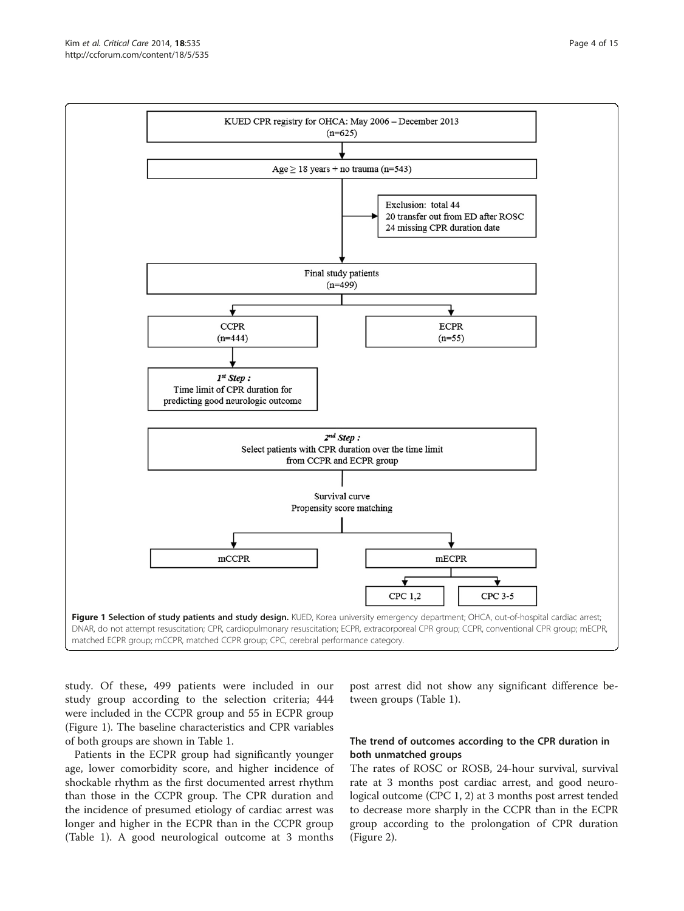KUED CPR registry for OHCA: May 2006 – December 2013 (n=625)

Age ≥ 18 years + no trauma (n=543)

Exclusion: total 44
20 transfer out from ED after ROSC
24 missing CPR duration date

Final study patients (n=499)

CCPR (n=444)

ECPR (n=55)

*1st Step :* Time limit of CPR duration for predicting good neurologic outcome

*2nd Step :* Select patients with CPR duration over the time limit from CCPR and ECPR group

Survival curve
Propensity score matching

mCCPR

mECPR

CPC 1,2

CPC 3-5

**Figure 1 Selection of study patients and study design.** KUED, Korea university emergency department; OHCA, out-of-hospital cardiac arrest; DNAR, do not attempt resuscitation; CPR, cardiopulmonary resuscitation; ECPR, extracorporeal CPR group; CCPR, conventional CPR group; mECPR, matched ECPR group; mCCPR, matched CCPR group; CPC, cerebral performance category.

study. Of these, 499 patients were included in our study group according to the selection criteria; 444 were included in the CCPR group and 55 in ECPR group (Figure 1). The baseline characteristics and CPR variables of both groups are shown in Table 1.

Patients in the ECPR group had significantly younger age, lower comorbidity score, and higher incidence of shockable rhythm as the first documented arrest rhythm than those in the CCPR group. The CPR duration and the incidence of presumed etiology of cardiac arrest was longer and higher in the ECPR than in the CCPR group (Table 1). A good neurological outcome at 3 months post arrest did not show any significant difference between groups (Table 1).

### The trend of outcomes according to the CPR duration in both unmatched groups

The rates of ROSC or ROSB, 24-hour survival, survival rate at 3 months post cardiac arrest, and good neurological outcome (CPC 1, 2) at 3 months post arrest tended to decrease more sharply in the CCPR than in the ECPR group according to the prolongation of CPR duration (Figure 2).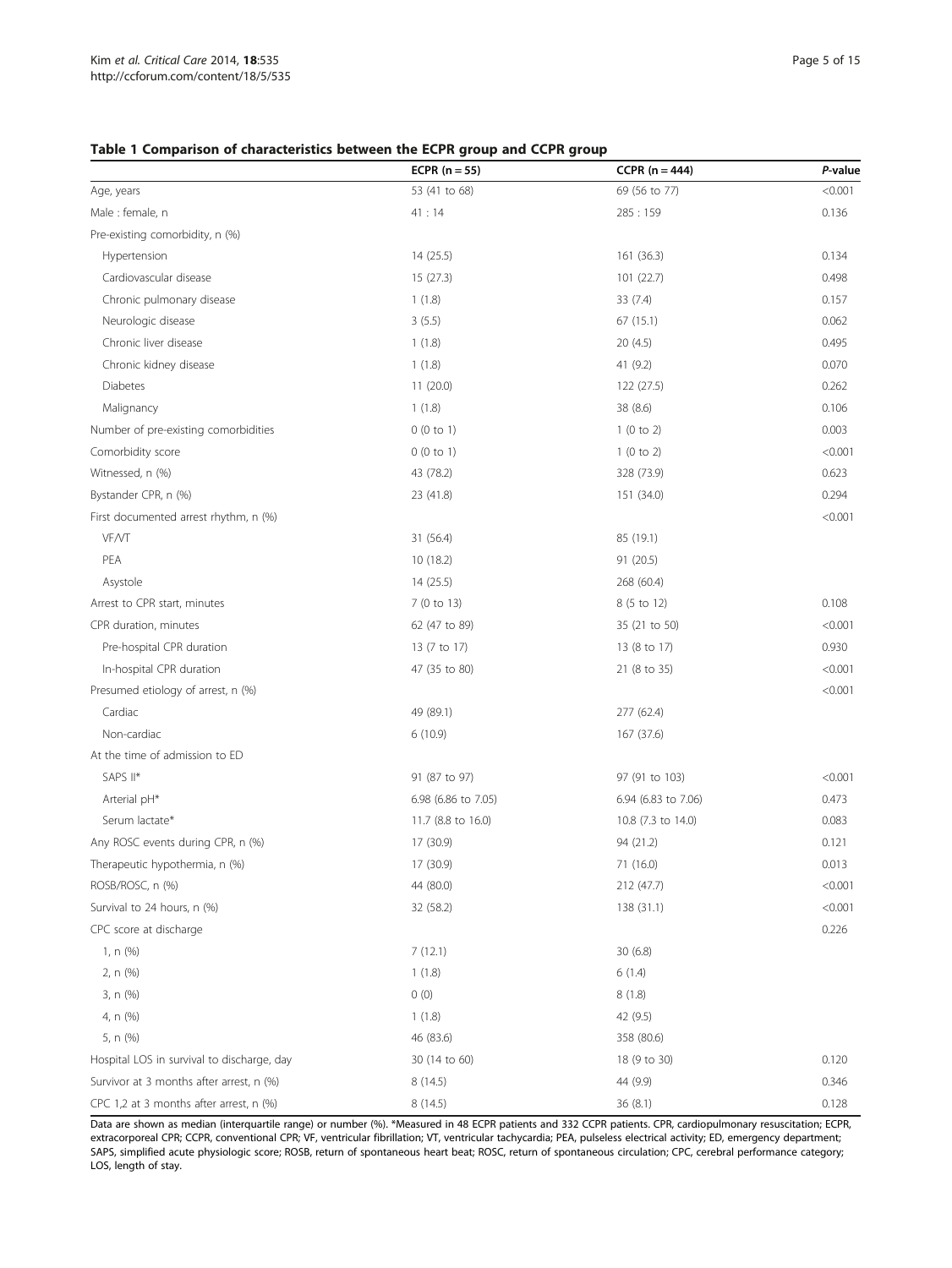**Table 1 Comparison of characteristics between the ECPR group and CCPR group**

| | ECPR (n = 55) | CCPR (n = 444) | *P*-value |
|---|---|---|---|
| Age, years | 53 (41 to 68) | 69 (56 to 77) | <0.001 |
| Male : female, n | 41 : 14 | 285 : 159 | 0.136 |
| Pre-existing comorbidity, n (%) | | | |
| Hypertension | 14 (25.5) | 161 (36.3) | 0.134 |
| Cardiovascular disease | 15 (27.3) | 101 (22.7) | 0.498 |
| Chronic pulmonary disease | 1 (1.8) | 33 (7.4) | 0.157 |
| Neurologic disease | 3 (5.5) | 67 (15.1) | 0.062 |
| Chronic liver disease | 1 (1.8) | 20 (4.5) | 0.495 |
| Chronic kidney disease | 1 (1.8) | 41 (9.2) | 0.070 |
| Diabetes | 11 (20.0) | 122 (27.5) | 0.262 |
| Malignancy | 1 (1.8) | 38 (8.6) | 0.106 |
| Number of pre-existing comorbidities | 0 (0 to 1) | 1 (0 to 2) | 0.003 |
| Comorbidity score | 0 (0 to 1) | 1 (0 to 2) | <0.001 |
| Witnessed, n (%) | 43 (78.2) | 328 (73.9) | 0.623 |
| Bystander CPR, n (%) | 23 (41.8) | 151 (34.0) | 0.294 |
| First documented arrest rhythm, n (%) | | | <0.001 |
| VF/VT | 31 (56.4) | 85 (19.1) | |
| PEA | 10 (18.2) | 91 (20.5) | |
| Asystole | 14 (25.5) | 268 (60.4) | |
| Arrest to CPR start, minutes | 7 (0 to 13) | 8 (5 to 12) | 0.108 |
| CPR duration, minutes | 62 (47 to 89) | 35 (21 to 50) | <0.001 |
| Pre-hospital CPR duration | 13 (7 to 17) | 13 (8 to 17) | 0.930 |
| In-hospital CPR duration | 47 (35 to 80) | 21 (8 to 35) | <0.001 |
| Presumed etiology of arrest, n (%) | | | <0.001 |
| Cardiac | 49 (89.1) | 277 (62.4) | |
| Non-cardiac | 6 (10.9) | 167 (37.6) | |
| At the time of admission to ED | | | |
| SAPS II* | 91 (87 to 97) | 97 (91 to 103) | <0.001 |
| Arterial pH* | 6.98 (6.86 to 7.05) | 6.94 (6.83 to 7.06) | 0.473 |
| Serum lactate* | 11.7 (8.8 to 16.0) | 10.8 (7.3 to 14.0) | 0.083 |
| Any ROSC events during CPR, n (%) | 17 (30.9) | 94 (21.2) | 0.121 |
| Therapeutic hypothermia, n (%) | 17 (30.9) | 71 (16.0) | 0.013 |
| ROSB/ROSC, n (%) | 44 (80.0) | 212 (47.7) | <0.001 |
| Survival to 24 hours, n (%) | 32 (58.2) | 138 (31.1) | <0.001 |
| CPC score at discharge | | | 0.226 |
| 1, n (%) | 7 (12.1) | 30 (6.8) | |
| 2, n (%) | 1 (1.8) | 6 (1.4) | |
| 3, n (%) | 0 (0) | 8 (1.8) | |
| 4, n (%) | 1 (1.8) | 42 (9.5) | |
| 5, n (%) | 46 (83.6) | 358 (80.6) | |
| Hospital LOS in survival to discharge, day | 30 (14 to 60) | 18 (9 to 30) | 0.120 |
| Survivor at 3 months after arrest, n (%) | 8 (14.5) | 44 (9.9) | 0.346 |
| CPC 1,2 at 3 months after arrest, n (%) | 8 (14.5) | 36 (8.1) | 0.128 |

Data are shown as median (interquartile range) or number (%). *Measured in 48 ECPR patients and 332 CCPR patients. CPR, cardiopulmonary resuscitation; ECPR, extracorporeal CPR; CCPR, conventional CPR; VF, ventricular fibrillation; VT, ventricular tachycardia; PEA, pulseless electrical activity; ED, emergency department; SAPS, simplified acute physiologic score; ROSB, return of spontaneous heart beat; ROSC, return of spontaneous circulation; CPC, cerebral performance category; LOS, length of stay.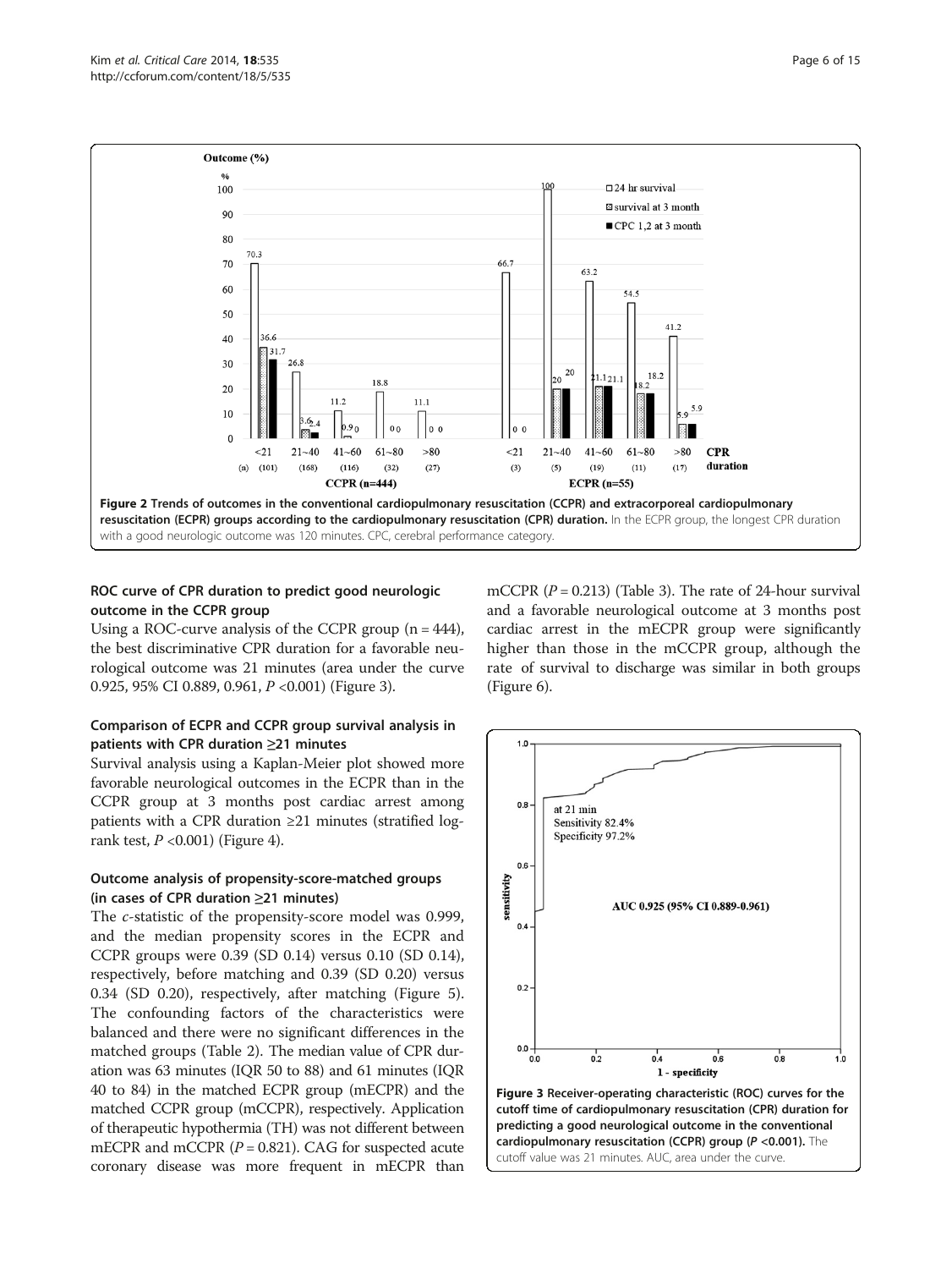Figure 2 Trends of outcomes in the conventional cardiopulmonary resuscitation (CCPR) and extracorporeal cardiopulmonary resuscitation (ECPR) groups according to the cardiopulmonary resuscitation (CPR) duration. In the ECPR group, the longest CPR duration with a good neurologic outcome was 120 minutes. CPC, cerebral performance category.

### ROC curve of CPR duration to predict good neurologic outcome in the CCPR group

Using a ROC-curve analysis of the CCPR group (n = 444), the best discriminative CPR duration for a favorable neurological outcome was 21 minutes (area under the curve 0.925, 95% CI 0.889, 0.961, *P* <0.001) (Figure 3).

### Comparison of ECPR and CCPR group survival analysis in patients with CPR duration ≥21 minutes

Survival analysis using a Kaplan-Meier plot showed more favorable neurological outcomes in the ECPR than in the CCPR group at 3 months post cardiac arrest among patients with a CPR duration ≥21 minutes (stratified log-rank test, *P* <0.001) (Figure 4).

### Outcome analysis of propensity-score-matched groups (in cases of CPR duration ≥21 minutes)

The *c*-statistic of the propensity-score model was 0.999, and the median propensity scores in the ECPR and CCPR groups were 0.39 (SD 0.14) versus 0.10 (SD 0.14), respectively, before matching and 0.39 (SD 0.20) versus 0.34 (SD 0.20), respectively, after matching (Figure 5). The confounding factors of the characteristics were balanced and there were no significant differences in the matched groups (Table 2). The median value of CPR duration was 63 minutes (IQR 50 to 88) and 61 minutes (IQR 40 to 84) in the matched ECPR group (mECPR) and the matched CCPR group (mCCPR), respectively. Application of therapeutic hypothermia (TH) was not different between mECPR and mCCPR (*P* = 0.821). CAG for suspected acute coronary disease was more frequent in mECPR than mCCPR (*P* = 0.213) (Table 3). The rate of 24-hour survival and a favorable neurological outcome at 3 months post cardiac arrest in the mECPR group were significantly higher than those in the mCCPR group, although the rate of survival to discharge was similar in both groups (Figure 6).

Figure 3 Receiver-operating characteristic (ROC) curves for the cutoff time of cardiopulmonary resuscitation (CPR) duration for predicting a good neurological outcome in the conventional cardiopulmonary resuscitation (CCPR) group (*P* <0.001). The cutoff value was 21 minutes. AUC, area under the curve.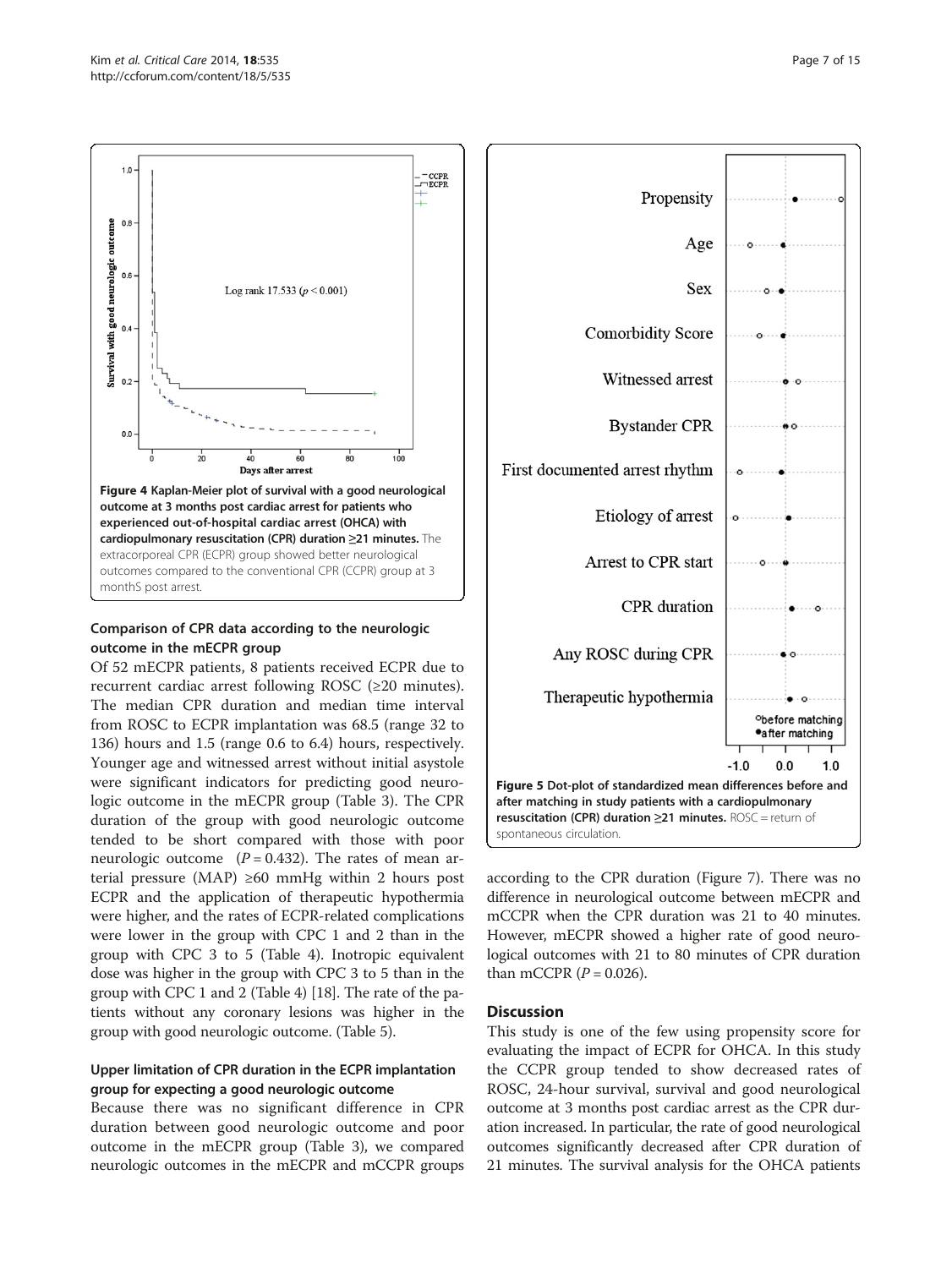Figure 4 Kaplan-Meier plot of survival with a good neurological outcome at 3 months post cardiac arrest for patients who experienced out-of-hospital cardiac arrest (OHCA) with cardiopulmonary resuscitation (CPR) duration ≥21 minutes. The extracorporeal CPR (ECPR) group showed better neurological outcomes compared to the conventional CPR (CCPR) group at 3 monthS post arrest.

### Comparison of CPR data according to the neurologic outcome in the mECPR group

Of 52 mECPR patients, 8 patients received ECPR due to recurrent cardiac arrest following ROSC (≥20 minutes). The median CPR duration and median time interval from ROSC to ECPR implantation was 68.5 (range 32 to 136) hours and 1.5 (range 0.6 to 6.4) hours, respectively. Younger age and witnessed arrest without initial asystole were significant indicators for predicting good neurologic outcome in the mECPR group (Table 3). The CPR duration of the group with good neurologic outcome tended to be short compared with those with poor neurologic outcome ($P = 0.432$). The rates of mean arterial pressure (MAP) ≥60 mmHg within 2 hours post ECPR and the application of therapeutic hypothermia were higher, and the rates of ECPR-related complications were lower in the group with CPC 1 and 2 than in the group with CPC 3 to 5 (Table 4). Inotropic equivalent dose was higher in the group with CPC 3 to 5 than in the group with CPC 1 and 2 (Table 4) [18]. The rate of the patients without any coronary lesions was higher in the group with good neurologic outcome. (Table 5).

### Upper limitation of CPR duration in the ECPR implantation group for expecting a good neurologic outcome

Because there was no significant difference in CPR duration between good neurologic outcome and poor outcome in the mECPR group (Table 3), we compared neurologic outcomes in the mECPR and mCCPR groups according to the CPR duration (Figure 7). There was no difference in neurological outcome between mECPR and mCCPR when the CPR duration was 21 to 40 minutes. However, mECPR showed a higher rate of good neurological outcomes with 21 to 80 minutes of CPR duration than mCCPR ($P = 0.026$).

Figure 5 Dot-plot of standardized mean differences before and after matching in study patients with a cardiopulmonary resuscitation (CPR) duration ≥21 minutes. ROSC = return of spontaneous circulation.

## Discussion

This study is one of the few using propensity score for evaluating the impact of ECPR for OHCA. In this study the CCPR group tended to show decreased rates of ROSC, 24-hour survival, survival and good neurological outcome at 3 months post cardiac arrest as the CPR duration increased. In particular, the rate of good neurological outcomes significantly decreased after CPR duration of 21 minutes. The survival analysis for the OHCA patients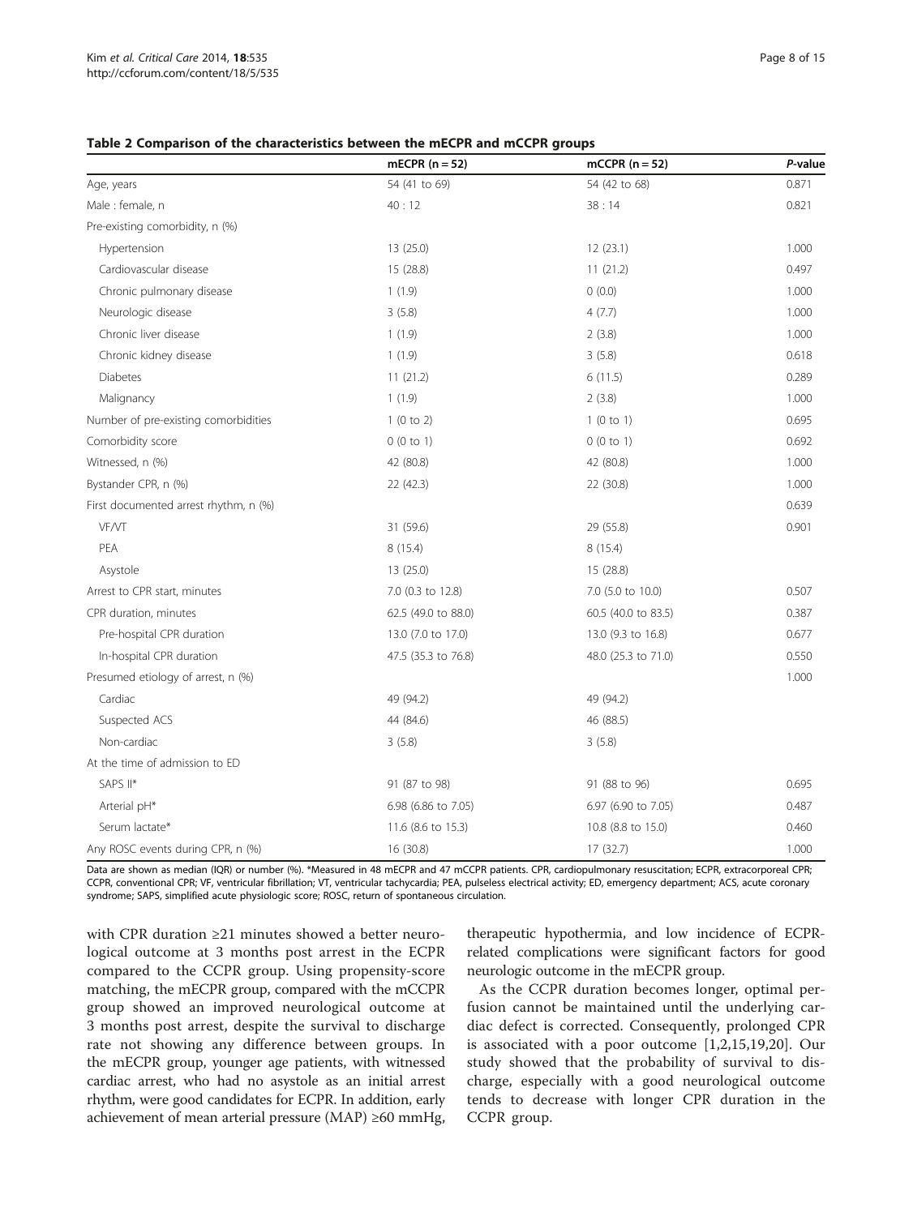**Table 2 Comparison of the characteristics between the mECPR and mCCPR groups**

| | mECPR (n = 52) | mCCPR (n = 52) | *P*-value |
|---|---|---|---|
| Age, years | 54 (41 to 69) | 54 (42 to 68) | 0.871 |
| Male : female, n | 40 : 12 | 38 : 14 | 0.821 |
| Pre-existing comorbidity, n (%) | | | |
| Hypertension | 13 (25.0) | 12 (23.1) | 1.000 |
| Cardiovascular disease | 15 (28.8) | 11 (21.2) | 0.497 |
| Chronic pulmonary disease | 1 (1.9) | 0 (0.0) | 1.000 |
| Neurologic disease | 3 (5.8) | 4 (7.7) | 1.000 |
| Chronic liver disease | 1 (1.9) | 2 (3.8) | 1.000 |
| Chronic kidney disease | 1 (1.9) | 3 (5.8) | 0.618 |
| Diabetes | 11 (21.2) | 6 (11.5) | 0.289 |
| Malignancy | 1 (1.9) | 2 (3.8) | 1.000 |
| Number of pre-existing comorbidities | 1 (0 to 2) | 1 (0 to 1) | 0.695 |
| Comorbidity score | 0 (0 to 1) | 0 (0 to 1) | 0.692 |
| Witnessed, n (%) | 42 (80.8) | 42 (80.8) | 1.000 |
| Bystander CPR, n (%) | 22 (42.3) | 22 (30.8) | 1.000 |
| First documented arrest rhythm, n (%) | | | 0.639 |
| VF/VT | 31 (59.6) | 29 (55.8) | 0.901 |
| PEA | 8 (15.4) | 8 (15.4) | |
| Asystole | 13 (25.0) | 15 (28.8) | |
| Arrest to CPR start, minutes | 7.0 (0.3 to 12.8) | 7.0 (5.0 to 10.0) | 0.507 |
| CPR duration, minutes | 62.5 (49.0 to 88.0) | 60.5 (40.0 to 83.5) | 0.387 |
| Pre-hospital CPR duration | 13.0 (7.0 to 17.0) | 13.0 (9.3 to 16.8) | 0.677 |
| In-hospital CPR duration | 47.5 (35.3 to 76.8) | 48.0 (25.3 to 71.0) | 0.550 |
| Presumed etiology of arrest, n (%) | | | 1.000 |
| Cardiac | 49 (94.2) | 49 (94.2) | |
| Suspected ACS | 44 (84.6) | 46 (88.5) | |
| Non-cardiac | 3 (5.8) | 3 (5.8) | |
| At the time of admission to ED | | | |
| SAPS II* | 91 (87 to 98) | 91 (88 to 96) | 0.695 |
| Arterial pH* | 6.98 (6.86 to 7.05) | 6.97 (6.90 to 7.05) | 0.487 |
| Serum lactate* | 11.6 (8.6 to 15.3) | 10.8 (8.8 to 15.0) | 0.460 |
| Any ROSC events during CPR, n (%) | 16 (30.8) | 17 (32.7) | 1.000 |

Data are shown as median (IQR) or number (%). *Measured in 48 mECPR and 47 mCCPR patients. CPR, cardiopulmonary resuscitation; ECPR, extracorporeal CPR; CCPR, conventional CPR; VF, ventricular fibrillation; VT, ventricular tachycardia; PEA, pulseless electrical activity; ED, emergency department; ACS, acute coronary syndrome; SAPS, simplified acute physiologic score; ROSC, return of spontaneous circulation.

with CPR duration ≥21 minutes showed a better neurological outcome at 3 months post arrest in the ECPR compared to the CCPR group. Using propensity-score matching, the mECPR group, compared with the mCCPR group showed an improved neurological outcome at 3 months post arrest, despite the survival to discharge rate not showing any difference between groups. In the mECPR group, younger age patients, with witnessed cardiac arrest, who had no asystole as an initial arrest rhythm, were good candidates for ECPR. In addition, early achievement of mean arterial pressure (MAP) ≥60 mmHg, therapeutic hypothermia, and low incidence of ECPR-related complications were significant factors for good neurologic outcome in the mECPR group.

As the CCPR duration becomes longer, optimal perfusion cannot be maintained until the underlying cardiac defect is corrected. Consequently, prolonged CPR is associated with a poor outcome [1,2,15,19,20]. Our study showed that the probability of survival to discharge, especially with a good neurological outcome tends to decrease with longer CPR duration in the CCPR group.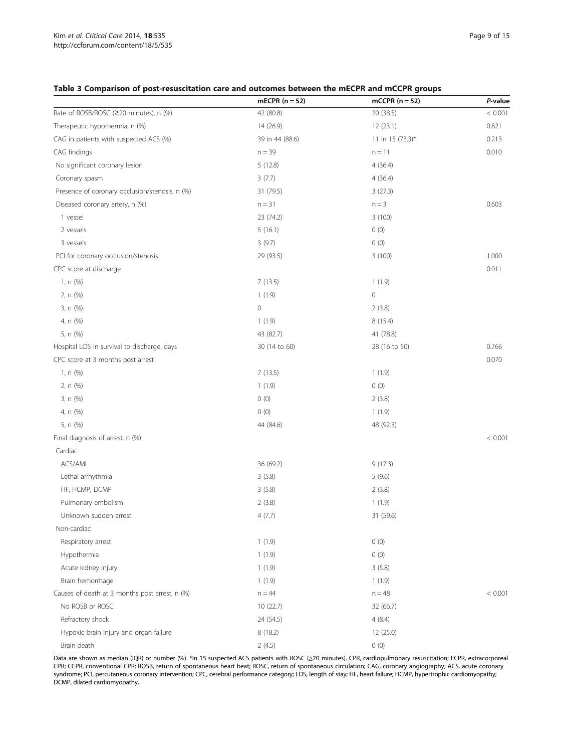**Table 3 Comparison of post-resuscitation care and outcomes between the mECPR and mCCPR groups**

| | mECPR (n = 52) | mCCPR (n = 52) | *P*-value |
|---|---|---|---|
| Rate of ROSB/ROSC (≥20 minutes), n (%) | 42 (80.8) | 20 (38.5) | < 0.001 |
| Therapeutic hypothermia, n (%) | 14 (26.9) | 12 (23.1) | 0.821 |
| CAG in patients with suspected ACS (%) | 39 in 44 (88.6) | 11 in 15 (73.3)* | 0.213 |
| CAG findings | n = 39 | n = 11 | 0.010 |
| No significant coronary lesion | 5 (12.8) | 4 (36.4) | |
| Coronary spasm | 3 (7.7) | 4 (36.4) | |
| Presence of coronary occlusion/stenosis, n (%) | 31 (79.5) | 3 (27.3) | |
| Diseased coronary artery, n (%) | n = 31 | n = 3 | 0.603 |
| 1 vessel | 23 (74.2) | 3 (100) | |
| 2 vessels | 5 (16.1) | 0 (0) | |
| 3 vessels | 3 (9.7) | 0 (0) | |
| PCI for coronary occlusion/stenosis | 29 (93.5) | 3 (100) | 1.000 |
| CPC score at discharge | | | 0.011 |
| 1, n (%) | 7 (13.5) | 1 (1.9) | |
| 2, n (%) | 1 (1.9) | 0 | |
| 3, n (%) | 0 | 2 (3.8) | |
| 4, n (%) | 1 (1.9) | 8 (15.4) | |
| 5, n (%) | 43 (82.7) | 41 (78.8) | |
| Hospital LOS in survival to discharge, days | 30 (14 to 60) | 28 (16 to 50) | 0.766 |
| CPC score at 3 months post arrest | | | 0.070 |
| 1, n (%) | 7 (13.5) | 1 (1.9) | |
| 2, n (%) | 1 (1.9) | 0 (0) | |
| 3, n (%) | 0 (0) | 2 (3.8) | |
| 4, n (%) | 0 (0) | 1 (1.9) | |
| 5, n (%) | 44 (84.6) | 48 (92.3) | |
| Final diagnosis of arrest, n (%) | | | < 0.001 |
| Cardiac | | | |
| ACS/AMI | 36 (69.2) | 9 (17.3) | |
| Lethal arrhythmia | 3 (5.8) | 5 (9.6) | |
| HF, HCMP, DCMP | 3 (5.8) | 2 (3.8) | |
| Pulmonary embolism | 2 (3.8) | 1 (1.9) | |
| Unknown sudden arrest | 4 (7.7) | 31 (59.6) | |
| Non-cardiac | | | |
| Respiratory arrest | 1 (1.9) | 0 (0) | |
| Hypothermia | 1 (1.9) | 0 (0) | |
| Acute kidney injury | 1 (1.9) | 3 (5.8) | |
| Brain hemorrhage | 1 (1.9) | 1 (1.9) | |
| Causes of death at 3 months post arrest, n (%) | n = 44 | n = 48 | < 0.001 |
| No ROSB or ROSC | 10 (22.7) | 32 (66.7) | |
| Refractory shock | 24 (54.5) | 4 (8.4) | |
| Hypoxic brain injury and organ failure | 8 (18.2) | 12 (25.0) | |
| Brain death | 2 (4.5) | 0 (0) | |

Data are shown as median (IQR) or number (%). *In 15 suspected ACS patients with ROSC (≥20 minutes). CPR, cardiopulmonary resuscitation; ECPR, extracorporeal CPR; CCPR, conventional CPR; ROSB, return of spontaneous heart beat; ROSC, return of spontaneous circulation; CAG, coronary angiography; ACS, acute coronary syndrome; PCI, percutaneous coronary intervention; CPC, cerebral performance category; LOS, length of stay; HF, heart failure; HCMP, hypertrophic cardiomyopathy; DCMP, dilated cardiomyopathy.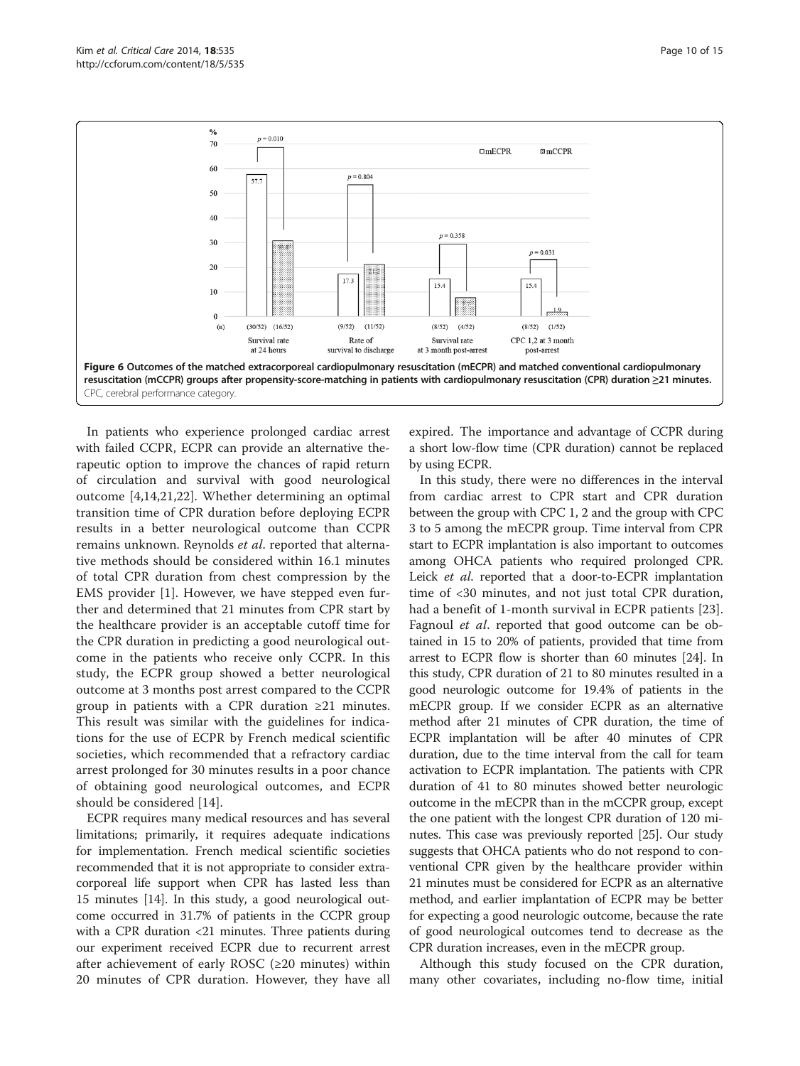**Figure 6 Outcomes of the matched extracorporeal cardiopulmonary resuscitation (mECPR) and matched conventional cardiopulmonary resuscitation (mCCPR) groups after propensity-score-matching in patients with cardiopulmonary resuscitation (CPR) duration ≥21 minutes.** CPC, cerebral performance category.

In patients who experience prolonged cardiac arrest with failed CCPR, ECPR can provide an alternative therapeutic option to improve the chances of rapid return of circulation and survival with good neurological outcome [4,14,21,22]. Whether determining an optimal transition time of CPR duration before deploying ECPR results in a better neurological outcome than CCPR remains unknown. Reynolds *et al*. reported that alternative methods should be considered within 16.1 minutes of total CPR duration from chest compression by the EMS provider [1]. However, we have stepped even further and determined that 21 minutes from CPR start by the healthcare provider is an acceptable cutoff time for the CPR duration in predicting a good neurological outcome in the patients who receive only CCPR. In this study, the ECPR group showed a better neurological outcome at 3 months post arrest compared to the CCPR group in patients with a CPR duration ≥21 minutes. This result was similar with the guidelines for indications for the use of ECPR by French medical scientific societies, which recommended that a refractory cardiac arrest prolonged for 30 minutes results in a poor chance of obtaining good neurological outcomes, and ECPR should be considered [14].

ECPR requires many medical resources and has several limitations; primarily, it requires adequate indications for implementation. French medical scientific societies recommended that it is not appropriate to consider extracorporeal life support when CPR has lasted less than 15 minutes [14]. In this study, a good neurological outcome occurred in 31.7% of patients in the CCPR group with a CPR duration <21 minutes. Three patients during our experiment received ECPR due to recurrent arrest after achievement of early ROSC (≥20 minutes) within 20 minutes of CPR duration. However, they have all expired. The importance and advantage of CCPR during a short low-flow time (CPR duration) cannot be replaced by using ECPR.

In this study, there were no differences in the interval from cardiac arrest to CPR start and CPR duration between the group with CPC 1, 2 and the group with CPC 3 to 5 among the mECPR group. Time interval from CPR start to ECPR implantation is also important to outcomes among OHCA patients who required prolonged CPR. Leick *et al*. reported that a door-to-ECPR implantation time of <30 minutes, and not just total CPR duration, had a benefit of 1-month survival in ECPR patients [23]. Fagnoul *et al*. reported that good outcome can be obtained in 15 to 20% of patients, provided that time from arrest to ECPR flow is shorter than 60 minutes [24]. In this study, CPR duration of 21 to 80 minutes resulted in a good neurologic outcome for 19.4% of patients in the mECPR group. If we consider ECPR as an alternative method after 21 minutes of CPR duration, the time of ECPR implantation will be after 40 minutes of CPR duration, due to the time interval from the call for team activation to ECPR implantation. The patients with CPR duration of 41 to 80 minutes showed better neurologic outcome in the mECPR than in the mCCPR group, except the one patient with the longest CPR duration of 120 minutes. This case was previously reported [25]. Our study suggests that OHCA patients who do not respond to conventional CPR given by the healthcare provider within 21 minutes must be considered for ECPR as an alternative method, and earlier implantation of ECPR may be better for expecting a good neurologic outcome, because the rate of good neurological outcomes tend to decrease as the CPR duration increases, even in the mECPR group.

Although this study focused on the CPR duration, many other covariates, including no-flow time, initial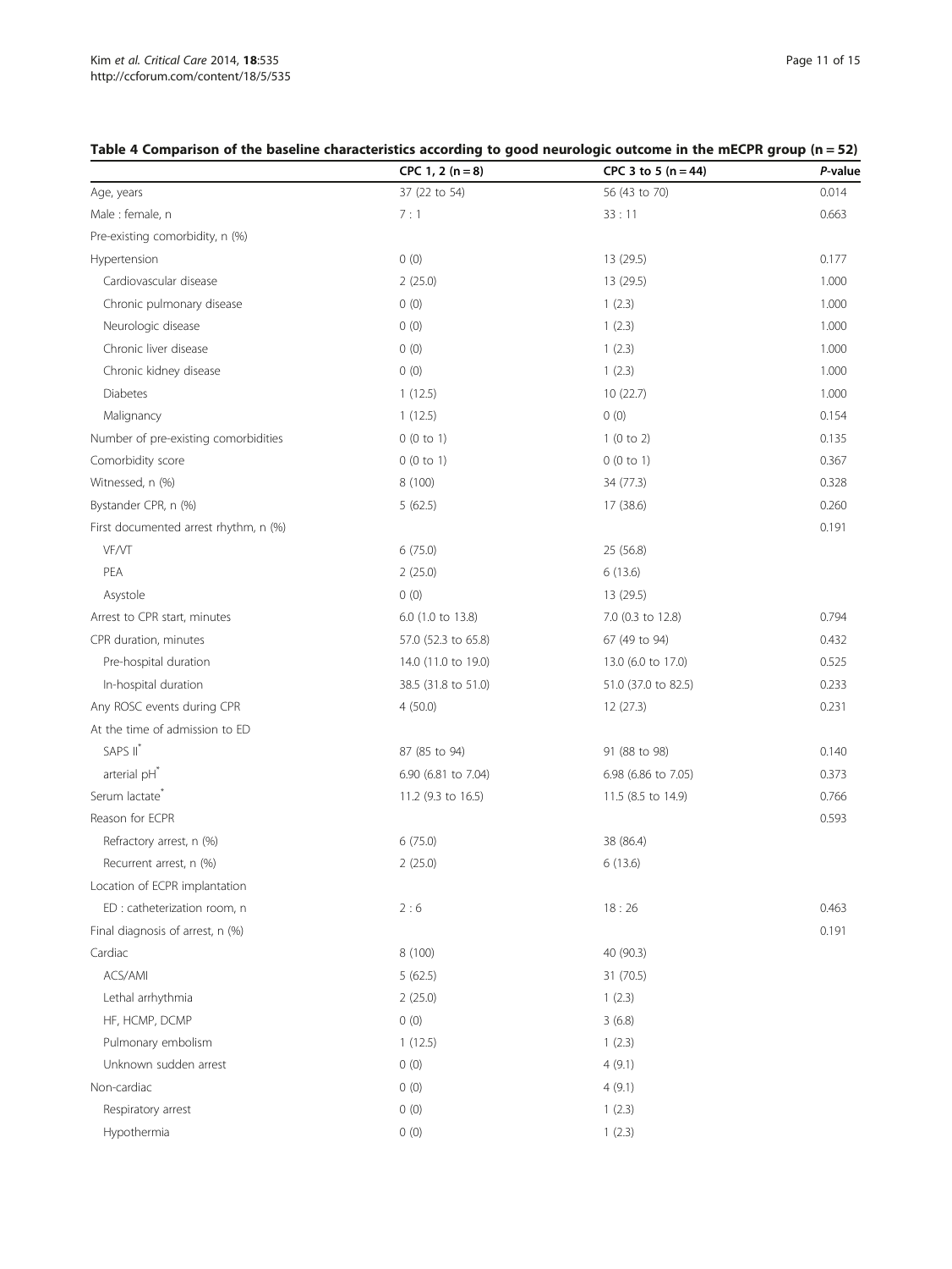**Table 4 Comparison of the baseline characteristics according to good neurologic outcome in the mECPR group (n = 52)**

| | CPC 1, 2 (n = 8) | CPC 3 to 5 (n = 44) | *P*-value |
|---|---|---|---|
| Age, years | 37 (22 to 54) | 56 (43 to 70) | 0.014 |
| Male : female, n | 7 : 1 | 33 : 11 | 0.663 |
| Pre-existing comorbidity, n (%) | | | |
| Hypertension | 0 (0) | 13 (29.5) | 0.177 |
| Cardiovascular disease | 2 (25.0) | 13 (29.5) | 1.000 |
| Chronic pulmonary disease | 0 (0) | 1 (2.3) | 1.000 |
| Neurologic disease | 0 (0) | 1 (2.3) | 1.000 |
| Chronic liver disease | 0 (0) | 1 (2.3) | 1.000 |
| Chronic kidney disease | 0 (0) | 1 (2.3) | 1.000 |
| Diabetes | 1 (12.5) | 10 (22.7) | 1.000 |
| Malignancy | 1 (12.5) | 0 (0) | 0.154 |
| Number of pre-existing comorbidities | 0 (0 to 1) | 1 (0 to 2) | 0.135 |
| Comorbidity score | 0 (0 to 1) | 0 (0 to 1) | 0.367 |
| Witnessed, n (%) | 8 (100) | 34 (77.3) | 0.328 |
| Bystander CPR, n (%) | 5 (62.5) | 17 (38.6) | 0.260 |
| First documented arrest rhythm, n (%) | | | 0.191 |
| VF/VT | 6 (75.0) | 25 (56.8) | |
| PEA | 2 (25.0) | 6 (13.6) | |
| Asystole | 0 (0) | 13 (29.5) | |
| Arrest to CPR start, minutes | 6.0 (1.0 to 13.8) | 7.0 (0.3 to 12.8) | 0.794 |
| CPR duration, minutes | 57.0 (52.3 to 65.8) | 67 (49 to 94) | 0.432 |
| Pre-hospital duration | 14.0 (11.0 to 19.0) | 13.0 (6.0 to 17.0) | 0.525 |
| In-hospital duration | 38.5 (31.8 to 51.0) | 51.0 (37.0 to 82.5) | 0.233 |
| Any ROSC events during CPR | 4 (50.0) | 12 (27.3) | 0.231 |
| At the time of admission to ED | | | |
| SAPS II* | 87 (85 to 94) | 91 (88 to 98) | 0.140 |
| arterial pH* | 6.90 (6.81 to 7.04) | 6.98 (6.86 to 7.05) | 0.373 |
| Serum lactate* | 11.2 (9.3 to 16.5) | 11.5 (8.5 to 14.9) | 0.766 |
| Reason for ECPR | | | 0.593 |
| Refractory arrest, n (%) | 6 (75.0) | 38 (86.4) | |
| Recurrent arrest, n (%) | 2 (25.0) | 6 (13.6) | |
| Location of ECPR implantation | | | |
| ED : catheterization room, n | 2 : 6 | 18 : 26 | 0.463 |
| Final diagnosis of arrest, n (%) | | | 0.191 |
| Cardiac | 8 (100) | 40 (90.3) | |
| ACS/AMI | 5 (62.5) | 31 (70.5) | |
| Lethal arrhythmia | 2 (25.0) | 1 (2.3) | |
| HF, HCMP, DCMP | 0 (0) | 3 (6.8) | |
| Pulmonary embolism | 1 (12.5) | 1 (2.3) | |
| Unknown sudden arrest | 0 (0) | 4 (9.1) | |
| Non-cardiac | 0 (0) | 4 (9.1) | |
| Respiratory arrest | 0 (0) | 1 (2.3) | |
| Hypothermia | 0 (0) | 1 (2.3) | |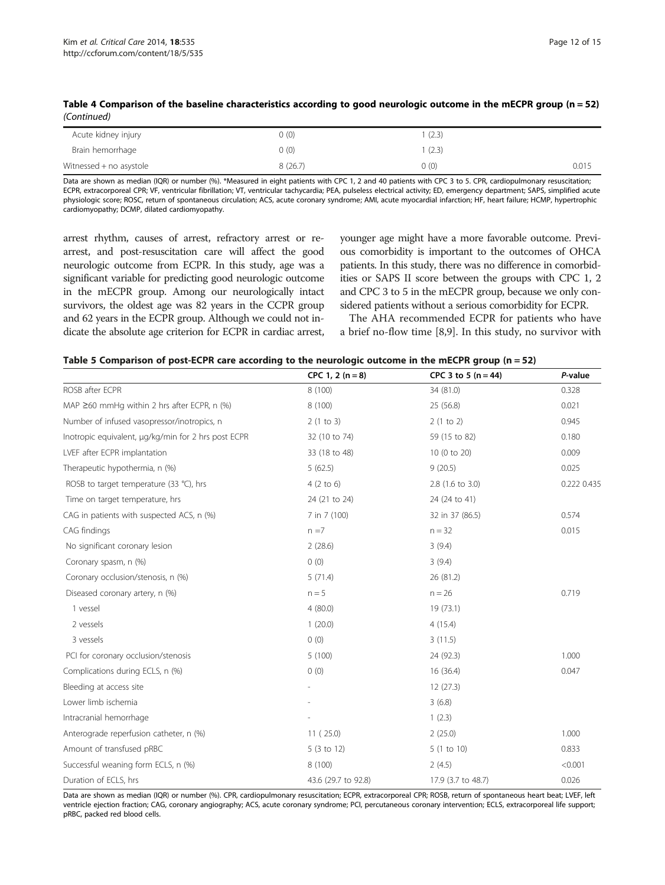**Table 4 Comparison of the baseline characteristics according to good neurologic outcome in the mECPR group (n = 52)** *(Continued)*

| | | | |
|---|---|---|---|
| Acute kidney injury | 0 (0) | 1 (2.3) | |
| Brain hemorrhage | 0 (0) | 1 (2.3) | |
| Witnessed + no asystole | 8 (26.7) | 0 (0) | 0.015 |

Data are shown as median (IQR) or number (%). *Measured in eight patients with CPC 1, 2 and 40 patients with CPC 3 to 5. CPR, cardiopulmonary resuscitation; ECPR, extracorporeal CPR; VF, ventricular fibrillation; VT, ventricular tachycardia; PEA, pulseless electrical activity; ED, emergency department; SAPS, simplified acute physiologic score; ROSC, return of spontaneous circulation; ACS, acute coronary syndrome; AMI, acute myocardial infarction; HF, heart failure; HCMP, hypertrophic cardiomyopathy; DCMP, dilated cardiomyopathy.

arrest rhythm, causes of arrest, refractory arrest or re-arrest, and post-resuscitation care will affect the good neurologic outcome from ECPR. In this study, age was a significant variable for predicting good neurologic outcome in the mECPR group. Among our neurologically intact survivors, the oldest age was 82 years in the CCPR group and 62 years in the ECPR group. Although we could not indicate the absolute age criterion for ECPR in cardiac arrest, younger age might have a more favorable outcome. Previous comorbidity is important to the outcomes of OHCA patients. In this study, there was no difference in comorbidities or SAPS II score between the groups with CPC 1, 2 and CPC 3 to 5 in the mECPR group, because we only considered patients without a serious comorbidity for ECPR.

The AHA recommended ECPR for patients who have a brief no-flow time [8,9]. In this study, no survivor with

**Table 5 Comparison of post-ECPR care according to the neurologic outcome in the mECPR group (n = 52)**

| | CPC 1, 2 (n = 8) | CPC 3 to 5 (n = 44) | *P*-value |
|---|---|---|---|
| ROSB after ECPR | 8 (100) | 34 (81.0) | 0.328 |
| MAP ≥60 mmHg within 2 hrs after ECPR, n (%) | 8 (100) | 25 (56.8) | 0.021 |
| Number of infused vasopressor/inotropics, n | 2 (1 to 3) | 2 (1 to 2) | 0.945 |
| Inotropic equivalent, µg/kg/min for 2 hrs post ECPR | 32 (10 to 74) | 59 (15 to 82) | 0.180 |
| LVEF after ECPR implantation | 33 (18 to 48) | 10 (0 to 20) | 0.009 |
| Therapeutic hypothermia, n (%) | 5 (62.5) | 9 (20.5) | 0.025 |
| ROSB to target temperature (33 °C), hrs | 4 (2 to 6) | 2.8 (1.6 to 3.0) | 0.222 0.435 |
| Time on target temperature, hrs | 24 (21 to 24) | 24 (24 to 41) | |
| CAG in patients with suspected ACS, n (%) | 7 in 7 (100) | 32 in 37 (86.5) | 0.574 |
| CAG findings | n = 7 | n = 32 | 0.015 |
| No significant coronary lesion | 2 (28.6) | 3 (9.4) | |
| Coronary spasm, n (%) | 0 (0) | 3 (9.4) | |
| Coronary occlusion/stenosis, n (%) | 5 (71.4) | 26 (81.2) | |
| Diseased coronary artery, n (%) | n = 5 | n = 26 | 0.719 |
| 1 vessel | 4 (80.0) | 19 (73.1) | |
| 2 vessels | 1 (20.0) | 4 (15.4) | |
| 3 vessels | 0 (0) | 3 (11.5) | |
| PCI for coronary occlusion/stenosis | 5 (100) | 24 (92.3) | 1.000 |
| Complications during ECLS, n (%) | 0 (0) | 16 (36.4) | 0.047 |
| Bleeding at access site | - | 12 (27.3) | |
| Lower limb ischemia | - | 3 (6.8) | |
| Intracranial hemorrhage | - | 1 (2.3) | |
| Anterograde reperfusion catheter, n (%) | 11 ( 25.0) | 2 (25.0) | 1.000 |
| Amount of transfused pRBC | 5 (3 to 12) | 5 (1 to 10) | 0.833 |
| Successful weaning form ECLS, n (%) | 8 (100) | 2 (4.5) | <0.001 |
| Duration of ECLS, hrs | 43.6 (29.7 to 92.8) | 17.9 (3.7 to 48.7) | 0.026 |

Data are shown as median (IQR) or number (%). CPR, cardiopulmonary resuscitation; ECPR, extracorporeal CPR; ROSB, return of spontaneous heart beat; LVEF, left ventricle ejection fraction; CAG, coronary angiography; ACS, acute coronary syndrome; PCI, percutaneous coronary intervention; ECLS, extracorporeal life support; pRBC, packed red blood cells.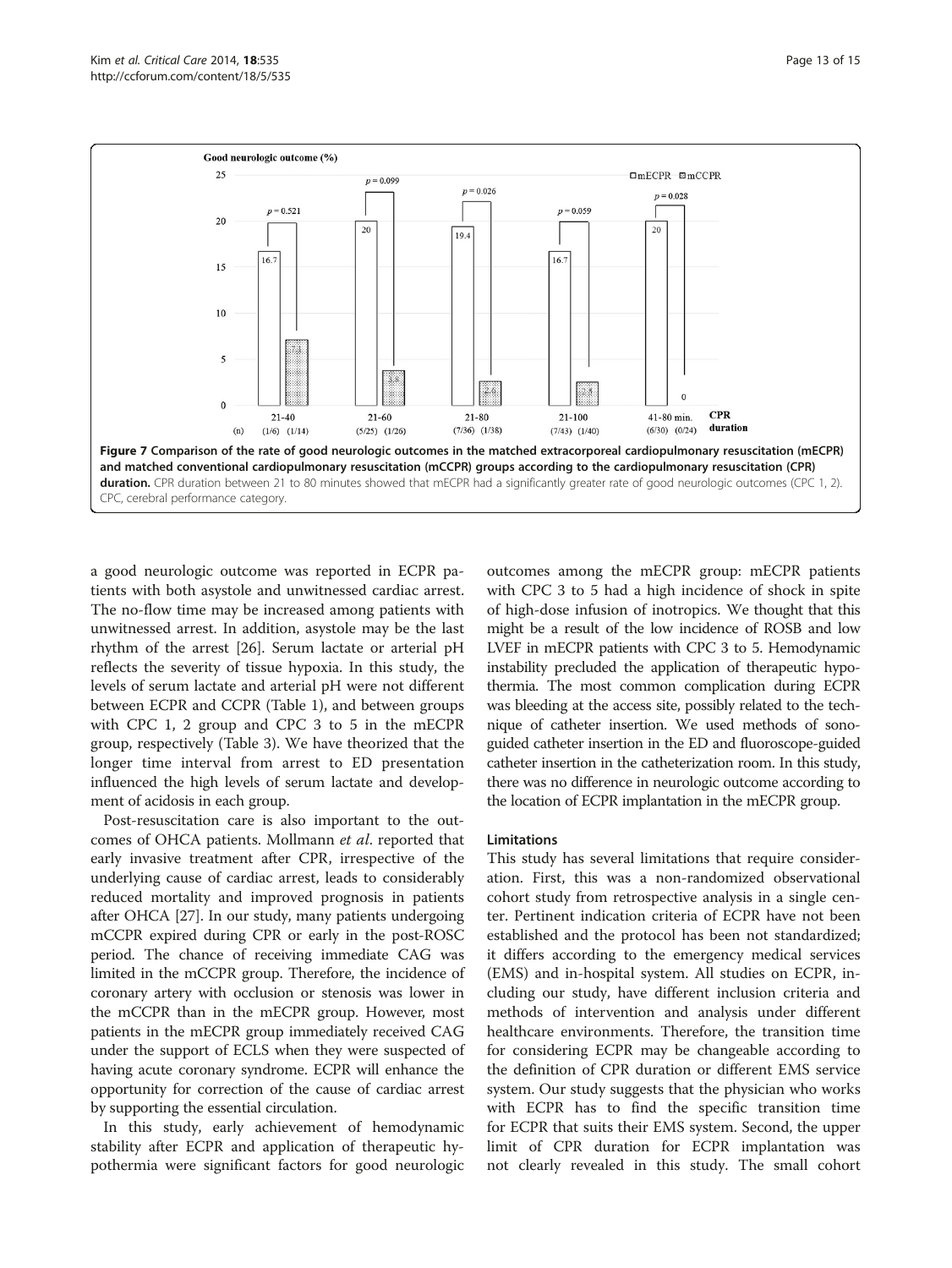**Figure 7 Comparison of the rate of good neurologic outcomes in the matched extracorporeal cardiopulmonary resuscitation (mECPR) and matched conventional cardiopulmonary resuscitation (mCCPR) groups according to the cardiopulmonary resuscitation (CPR) duration.** CPR duration between 21 to 80 minutes showed that mECPR had a significantly greater rate of good neurologic outcomes (CPC 1, 2). CPC, cerebral performance category.

a good neurologic outcome was reported in ECPR patients with both asystole and unwitnessed cardiac arrest. The no-flow time may be increased among patients with unwitnessed arrest. In addition, asystole may be the last rhythm of the arrest [26]. Serum lactate or arterial pH reflects the severity of tissue hypoxia. In this study, the levels of serum lactate and arterial pH were not different between ECPR and CCPR (Table 1), and between groups with CPC 1, 2 group and CPC 3 to 5 in the mECPR group, respectively (Table 3). We have theorized that the longer time interval from arrest to ED presentation influenced the high levels of serum lactate and development of acidosis in each group.

Post-resuscitation care is also important to the outcomes of OHCA patients. Mollmann *et al*. reported that early invasive treatment after CPR, irrespective of the underlying cause of cardiac arrest, leads to considerably reduced mortality and improved prognosis in patients after OHCA [27]. In our study, many patients undergoing mCCPR expired during CPR or early in the post-ROSC period. The chance of receiving immediate CAG was limited in the mCCPR group. Therefore, the incidence of coronary artery with occlusion or stenosis was lower in the mCCPR than in the mECPR group. However, most patients in the mECPR group immediately received CAG under the support of ECLS when they were suspected of having acute coronary syndrome. ECPR will enhance the opportunity for correction of the cause of cardiac arrest by supporting the essential circulation.

In this study, early achievement of hemodynamic stability after ECPR and application of therapeutic hypothermia were significant factors for good neurologic outcomes among the mECPR group: mECPR patients with CPC 3 to 5 had a high incidence of shock in spite of high-dose infusion of inotropics. We thought that this might be a result of the low incidence of ROSB and low LVEF in mECPR patients with CPC 3 to 5. Hemodynamic instability precluded the application of therapeutic hypothermia. The most common complication during ECPR was bleeding at the access site, possibly related to the technique of catheter insertion. We used methods of sono-guided catheter insertion in the ED and fluoroscope-guided catheter insertion in the catheterization room. In this study, there was no difference in neurologic outcome according to the location of ECPR implantation in the mECPR group.

#### Limitations

This study has several limitations that require consideration. First, this was a non-randomized observational cohort study from retrospective analysis in a single center. Pertinent indication criteria of ECPR have not been established and the protocol has been not standardized; it differs according to the emergency medical services (EMS) and in-hospital system. All studies on ECPR, including our study, have different inclusion criteria and methods of intervention and analysis under different healthcare environments. Therefore, the transition time for considering ECPR may be changeable according to the definition of CPR duration or different EMS service system. Our study suggests that the physician who works with ECPR has to find the specific transition time for ECPR that suits their EMS system. Second, the upper limit of CPR duration for ECPR implantation was not clearly revealed in this study. The small cohort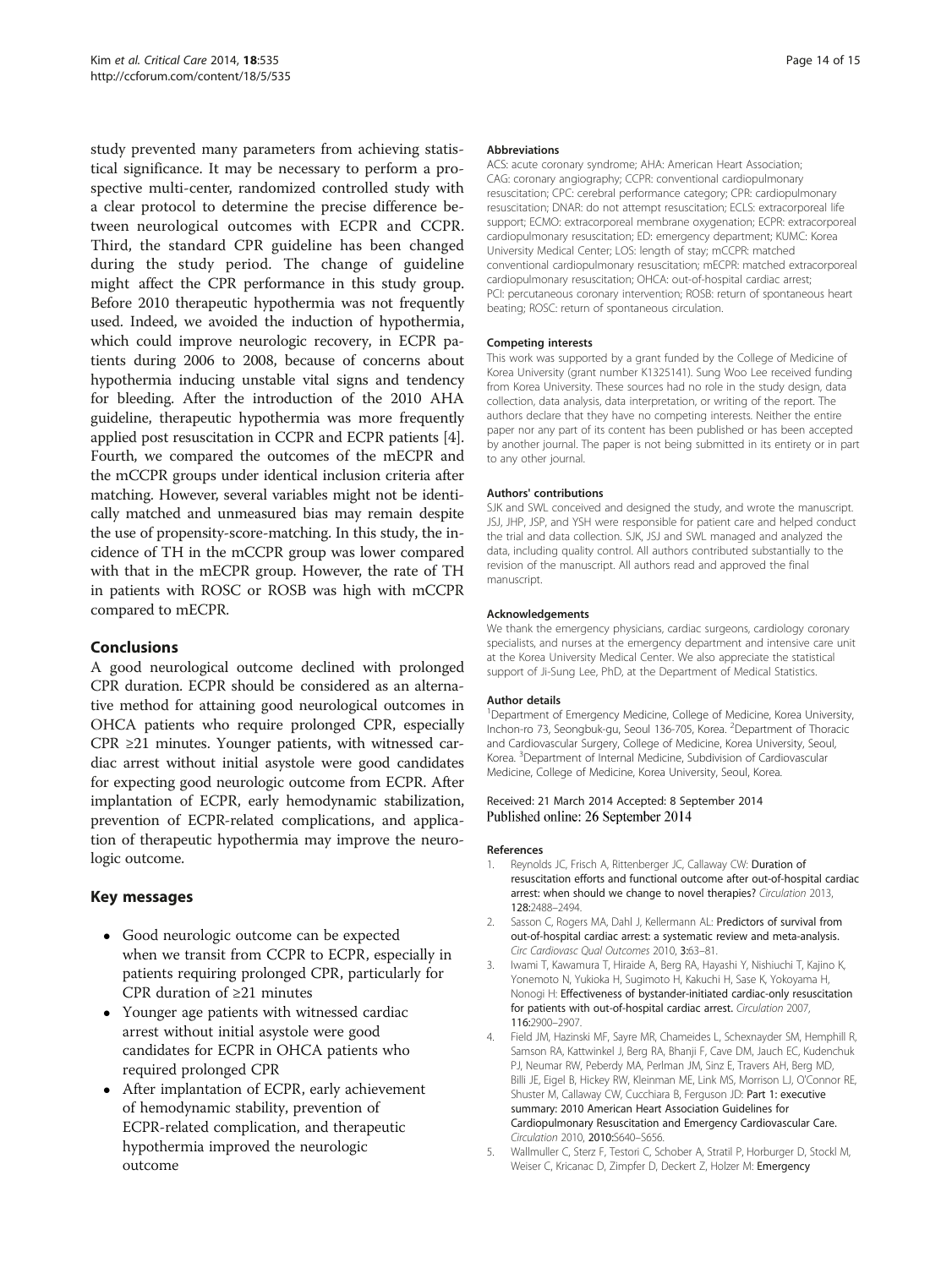study prevented many parameters from achieving statistical significance. It may be necessary to perform a prospective multi-center, randomized controlled study with a clear protocol to determine the precise difference between neurological outcomes with ECPR and CCPR. Third, the standard CPR guideline has been changed during the study period. The change of guideline might affect the CPR performance in this study group. Before 2010 therapeutic hypothermia was not frequently used. Indeed, we avoided the induction of hypothermia, which could improve neurologic recovery, in ECPR patients during 2006 to 2008, because of concerns about hypothermia inducing unstable vital signs and tendency for bleeding. After the introduction of the 2010 AHA guideline, therapeutic hypothermia was more frequently applied post resuscitation in CCPR and ECPR patients [4]. Fourth, we compared the outcomes of the mECPR and the mCCPR groups under identical inclusion criteria after matching. However, several variables might not be identically matched and unmeasured bias may remain despite the use of propensity-score-matching. In this study, the incidence of TH in the mCCPR group was lower compared with that in the mECPR group. However, the rate of TH in patients with ROSC or ROSB was high with mCCPR compared to mECPR.

## Conclusions

A good neurological outcome declined with prolonged CPR duration. ECPR should be considered as an alternative method for attaining good neurological outcomes in OHCA patients who require prolonged CPR, especially CPR ≥21 minutes. Younger patients, with witnessed cardiac arrest without initial asystole were good candidates for expecting good neurologic outcome from ECPR. After implantation of ECPR, early hemodynamic stabilization, prevention of ECPR-related complications, and application of therapeutic hypothermia may improve the neurologic outcome.

## Key messages

- Good neurologic outcome can be expected when we transit from CCPR to ECPR, especially in patients requiring prolonged CPR, particularly for CPR duration of ≥21 minutes
- Younger age patients with witnessed cardiac arrest without initial asystole were good candidates for ECPR in OHCA patients who required prolonged CPR
- After implantation of ECPR, early achievement of hemodynamic stability, prevention of ECPR-related complication, and therapeutic hypothermia improved the neurologic outcome

#### Abbreviations

ACS: acute coronary syndrome; AHA: American Heart Association; CAG: coronary angiography; CCPR: conventional cardiopulmonary resuscitation; CPC: cerebral performance category; CPR: cardiopulmonary resuscitation; DNAR: do not attempt resuscitation; ECLS: extracorporeal life support; ECMO: extracorporeal membrane oxygenation; ECPR: extracorporeal cardiopulmonary resuscitation; ED: emergency department; KUMC: Korea University Medical Center; LOS: length of stay; mCCPR: matched conventional cardiopulmonary resuscitation; mECPR: matched extracorporeal cardiopulmonary resuscitation; OHCA: out-of-hospital cardiac arrest; PCI: percutaneous coronary intervention; ROSB: return of spontaneous heart beating; ROSC: return of spontaneous circulation.

#### Competing interests

This work was supported by a grant funded by the College of Medicine of Korea University (grant number K1325141). Sung Woo Lee received funding from Korea University. These sources had no role in the study design, data collection, data analysis, data interpretation, or writing of the report. The authors declare that they have no competing interests. Neither the entire paper nor any part of its content has been published or has been accepted by another journal. The paper is not being submitted in its entirety or in part to any other journal.

#### Authors' contributions

SJK and SWL conceived and designed the study, and wrote the manuscript. JSJ, JHP, JSP, and YSH were responsible for patient care and helped conduct the trial and data collection. SJK, JSJ and SWL managed and analyzed the data, including quality control. All authors contributed substantially to the revision of the manuscript. All authors read and approved the final manuscript.

#### Acknowledgements

We thank the emergency physicians, cardiac surgeons, cardiology coronary specialists, and nurses at the emergency department and intensive care unit at the Korea University Medical Center. We also appreciate the statistical support of Ji-Sung Lee, PhD, at the Department of Medical Statistics.

#### Author details

[1]Department of Emergency Medicine, College of Medicine, Korea University, Inchon-ro 73, Seongbuk-gu, Seoul 136-705, Korea. [2]Department of Thoracic and Cardiovascular Surgery, College of Medicine, Korea University, Seoul, Korea. [3]Department of Internal Medicine, Subdivision of Cardiovascular Medicine, College of Medicine, Korea University, Seoul, Korea.

Received: 21 March 2014 Accepted: 8 September 2014
Published online: 26 September 2014

#### References

1. Reynolds JC, Frisch A, Rittenberger JC, Callaway CW: **Duration of resuscitation efforts and functional outcome after out-of-hospital cardiac arrest: when should we change to novel therapies?** *Circulation* 2013, **128:**2488–2494.
2. Sasson C, Rogers MA, Dahl J, Kellermann AL: **Predictors of survival from out-of-hospital cardiac arrest: a systematic review and meta-analysis.** *Circ Cardiovasc Qual Outcomes* 2010, **3:**63–81.
3. Iwami T, Kawamura T, Hiraide A, Berg RA, Hayashi Y, Nishiuchi T, Kajino K, Yonemoto N, Yukioka H, Sugimoto H, Kakuchi H, Sase K, Yokoyama H, Nonogi H: **Effectiveness of bystander-initiated cardiac-only resuscitation for patients with out-of-hospital cardiac arrest.** *Circulation* 2007, **116:**2900–2907.
4. Field JM, Hazinski MF, Sayre MR, Chameides L, Schexnayder SM, Hemphill R, Samson RA, Kattwinkel J, Berg RA, Bhanji F, Cave DM, Jauch EC, Kudenchuk PJ, Neumar RW, Peberdy MA, Perlman JM, Sinz E, Travers AH, Berg MD, Billi JE, Eigel B, Hickey RW, Kleinman ME, Link MS, Morrison LJ, O'Connor RE, Shuster M, Callaway CW, Cucchiara B, Ferguson JD: **Part 1: executive summary: 2010 American Heart Association Guidelines for Cardiopulmonary Resuscitation and Emergency Cardiovascular Care.** *Circulation* 2010, **2010:**S640–S656.
5. Wallmuller C, Sterz F, Testori C, Schober A, Stratil P, Horburger D, Stockl M, Weiser C, Kricanac D, Zimpfer D, Deckert Z, Holzer M: **Emergency**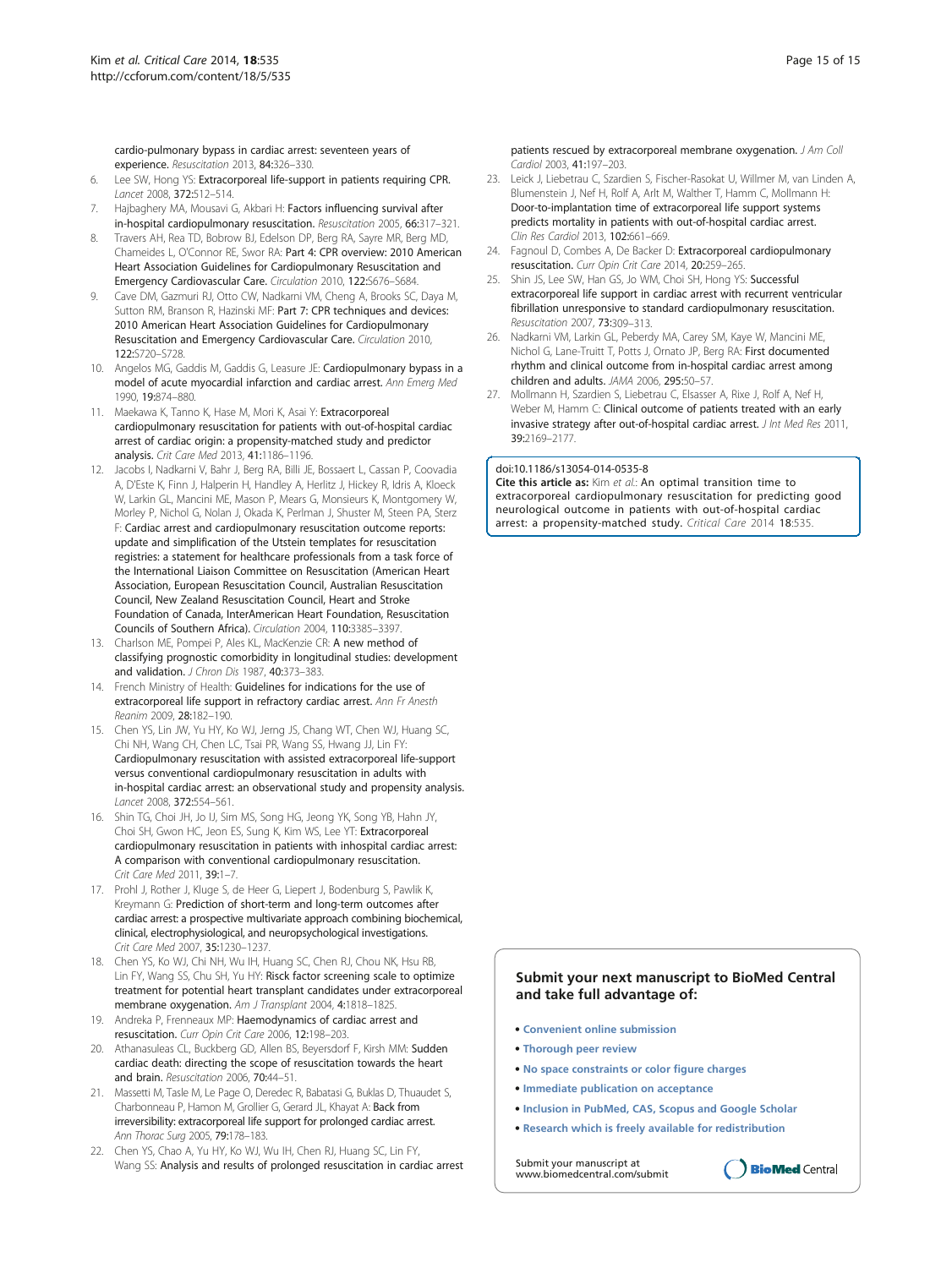cardio-pulmonary bypass in cardiac arrest: seventeen years of experience. *Resuscitation* 2013, **84**:326–330.

6. Lee SW, Hong YS: **Extracorporeal life-support in patients requiring CPR.** *Lancet* 2008, **372**:512–514.
7. Hajbaghery MA, Mousavi G, Akbari H: **Factors influencing survival after in-hospital cardiopulmonary resuscitation.** *Resuscitation* 2005, **66**:317–321.
8. Travers AH, Rea TD, Bobrow BJ, Edelson DP, Berg RA, Sayre MR, Berg MD, Chameides L, O'Connor RE, Swor RA: **Part 4: CPR overview: 2010 American Heart Association Guidelines for Cardiopulmonary Resuscitation and Emergency Cardiovascular Care.** *Circulation* 2010, **122**:S676–S684.
9. Cave DM, Gazmuri RJ, Otto CW, Nadkarni VM, Cheng A, Brooks SC, Daya M, Sutton RM, Branson R, Hazinski MF: **Part 7: CPR techniques and devices: 2010 American Heart Association Guidelines for Cardiopulmonary Resuscitation and Emergency Cardiovascular Care.** *Circulation* 2010, **122**:S720–S728.
10. Angelos MG, Gaddis M, Gaddis G, Leasure JE: **Cardiopulmonary bypass in a model of acute myocardial infarction and cardiac arrest.** *Ann Emerg Med* 1990, **19**:874–880.
11. Maekawa K, Tanno K, Hase M, Mori K, Asai Y: **Extracorporeal cardiopulmonary resuscitation for patients with out-of-hospital cardiac arrest of cardiac origin: a propensity-matched study and predictor analysis.** *Crit Care Med* 2013, **41**:1186–1196.
12. Jacobs I, Nadkarni V, Bahr J, Berg RA, Billi JE, Bossaert L, Cassan P, Coovadia A, D'Este K, Finn J, Halperin H, Handley A, Herlitz J, Hickey R, Idris A, Kloeck W, Larkin GL, Mancini ME, Mason P, Mears G, Monsieurs K, Montgomery W, Morley P, Nichol G, Nolan J, Okada K, Perlman J, Shuster M, Steen PA, Sterz F: **Cardiac arrest and cardiopulmonary resuscitation outcome reports: update and simplification of the Utstein templates for resuscitation registries: a statement for healthcare professionals from a task force of the International Liaison Committee on Resuscitation (American Heart Association, European Resuscitation Council, Australian Resuscitation Council, New Zealand Resuscitation Council, Heart and Stroke Foundation of Canada, InterAmerican Heart Foundation, Resuscitation Councils of Southern Africa).** *Circulation* 2004, **110**:3385–3397.
13. Charlson ME, Pompei P, Ales KL, MacKenzie CR: **A new method of classifying prognostic comorbidity in longitudinal studies: development and validation.** *J Chron Dis* 1987, **40**:373–383.
14. French Ministry of Health: **Guidelines for indications for the use of extracorporeal life support in refractory cardiac arrest.** *Ann Fr Anesth Reanim* 2009, **28**:182–190.
15. Chen YS, Lin JW, Yu HY, Ko WJ, Jerng JS, Chang WT, Chen WJ, Huang SC, Chi NH, Wang CH, Chen LC, Tsai PR, Wang SS, Hwang JJ, Lin FY: **Cardiopulmonary resuscitation with assisted extracorporeal life-support versus conventional cardiopulmonary resuscitation in adults with in-hospital cardiac arrest: an observational study and propensity analysis.** *Lancet* 2008, **372**:554–561.
16. Shin TG, Choi JH, Jo IJ, Sim MS, Song HG, Jeong YK, Song YB, Hahn JY, Choi SH, Gwon HC, Jeon ES, Sung K, Kim WS, Lee YT: **Extracorporeal cardiopulmonary resuscitation in patients with inhospital cardiac arrest: A comparison with conventional cardiopulmonary resuscitation.** *Crit Care Med* 2011, **39**:1–7.
17. Prohl J, Rother J, Kluge S, de Heer G, Liepert J, Bodenburg S, Pawlik K, Kreymann G: **Prediction of short-term and long-term outcomes after cardiac arrest: a prospective multivariate approach combining biochemical, clinical, electrophysiological, and neuropsychological investigations.** *Crit Care Med* 2007, **35**:1230–1237.
18. Chen YS, Ko WJ, Chi NH, Wu IH, Huang SC, Chen RJ, Chou NK, Hsu RB, Lin FY, Wang SS, Chu SH, Yu HY: **Risck factor screening scale to optimize treatment for potential heart transplant candidates under extracorporeal membrane oxygenation.** *Am J Transplant* 2004, **4**:1818–1825.
19. Andreka P, Frenneaux MP: **Haemodynamics of cardiac arrest and resuscitation.** *Curr Opin Crit Care* 2006, **12**:198–203.
20. Athanasuleas CL, Buckberg GD, Allen BS, Beyersdorf F, Kirsh MM: **Sudden cardiac death: directing the scope of resuscitation towards the heart and brain.** *Resuscitation* 2006, **70**:44–51.
21. Massetti M, Tasle M, Le Page O, Deredec R, Babatasi G, Buklas D, Thuaudet S, Charbonneau P, Hamon M, Grollier G, Gerard JL, Khayat A: **Back from irreversibility: extracorporeal life support for prolonged cardiac arrest.** *Ann Thorac Surg* 2005, **79**:178–183.
22. Chen YS, Chao A, Yu HY, Ko WJ, Wu IH, Chen RJ, Huang SC, Lin FY, Wang SS: **Analysis and results of prolonged resuscitation in cardiac arrest patients rescued by extracorporeal membrane oxygenation.** *J Am Coll Cardiol* 2003, **41**:197–203.
23. Leick J, Liebetrau C, Szardien S, Fischer-Rasokat U, Willmer M, van Linden A, Blumenstein J, Nef H, Rolf A, Arlt M, Walther T, Hamm C, Mollmann H: **Door-to-implantation time of extracorporeal life support systems predicts mortality in patients with out-of-hospital cardiac arrest.** *Clin Res Cardiol* 2013, **102**:661–669.
24. Fagnoul D, Combes A, De Backer D: **Extracorporeal cardiopulmonary resuscitation.** *Curr Opin Crit Care* 2014, **20**:259–265.
25. Shin JS, Lee SW, Han GS, Jo WM, Choi SH, Hong YS: **Successful extracorporeal life support in cardiac arrest with recurrent ventricular fibrillation unresponsive to standard cardiopulmonary resuscitation.** *Resuscitation* 2007, **73**:309–313.
26. Nadkarni VM, Larkin GL, Peberdy MA, Carey SM, Kaye W, Mancini ME, Nichol G, Lane-Truitt T, Potts J, Ornato JP, Berg RA: **First documented rhythm and clinical outcome from in-hospital cardiac arrest among children and adults.** *JAMA* 2006, **295**:50–57.
27. Mollmann H, Szardien S, Liebetrau C, Elsasser A, Rixe J, Rolf A, Nef H, Weber M, Hamm C: **Clinical outcome of patients treated with an early invasive strategy after out-of-hospital cardiac arrest.** *J Int Med Res* 2011, **39**:2169–2177.

doi:10.1186/s13054-014-0535-8

**Cite this article as:** Kim *et al.*: An optimal transition time to extracorporeal cardiopulmonary resuscitation for predicting good neurological outcome in patients with out-of-hospital cardiac arrest: a propensity-matched study. *Critical Care* 2014 **18**:535.

**Submit your next manuscript to BioMed Central and take full advantage of:**

- Convenient online submission
- Thorough peer review
- No space constraints or color figure charges
- Immediate publication on acceptance
- Inclusion in PubMed, CAS, Scopus and Google Scholar
- Research which is freely available for redistribution

Submit your manuscript at
www.biomedcentral.com/submit

BioMed Central